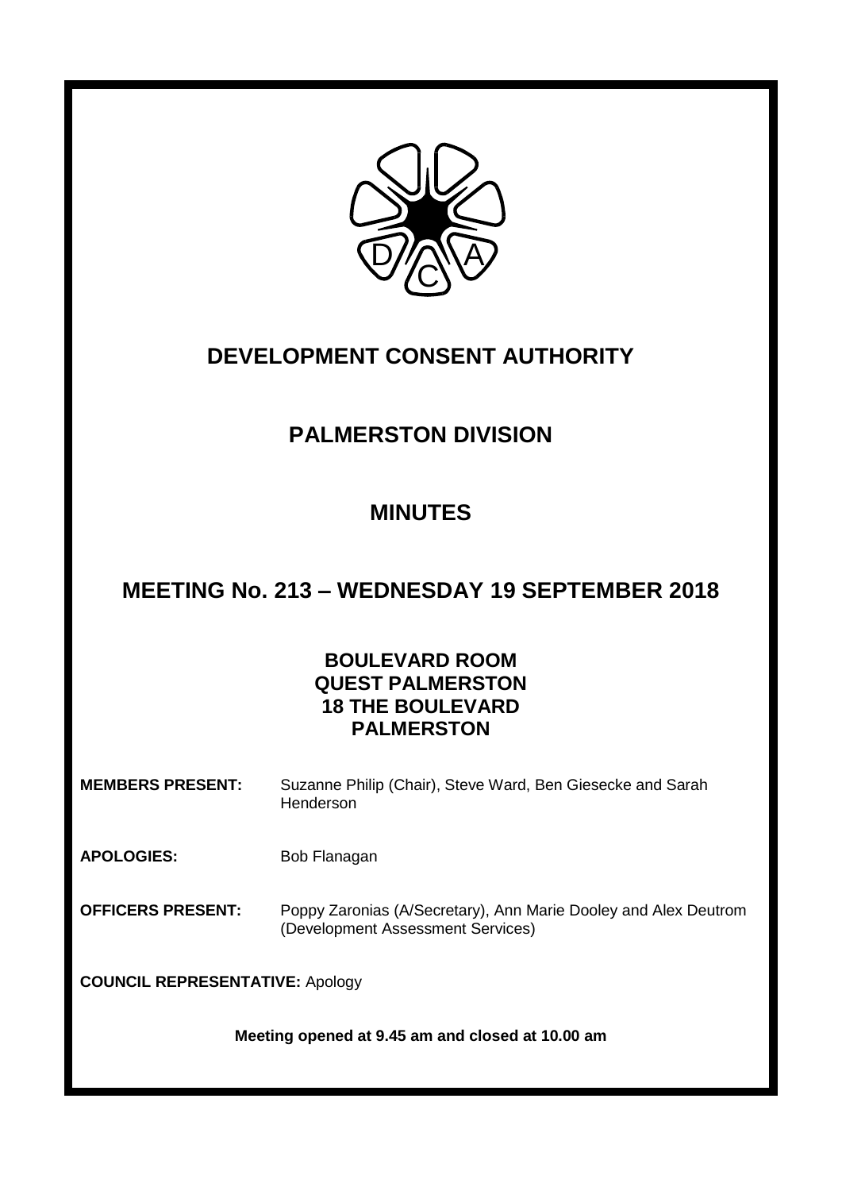# DEVELOPMENT CONSENT AUTHORITY

## PALMERSTON DIVISION

## MINUTES

## MEETING No. 213 – WEDNESDAY 19 SEPTEMBER 2018

**BOULEVARD ROOM**
**QUEST PALMERSTON**
**18 THE BOULEVARD**
**PALMERSTON**

**MEMBERS PRESENT:** Suzanne Philip (Chair), Steve Ward, Ben Giesecke and Sarah Henderson

**APOLOGIES:** Bob Flanagan

**OFFICERS PRESENT:** Poppy Zaronias (A/Secretary), Ann Marie Dooley and Alex Deutrom (Development Assessment Services)

**COUNCIL REPRESENTATIVE:** Apology

**Meeting opened at 9.45 am and closed at 10.00 am**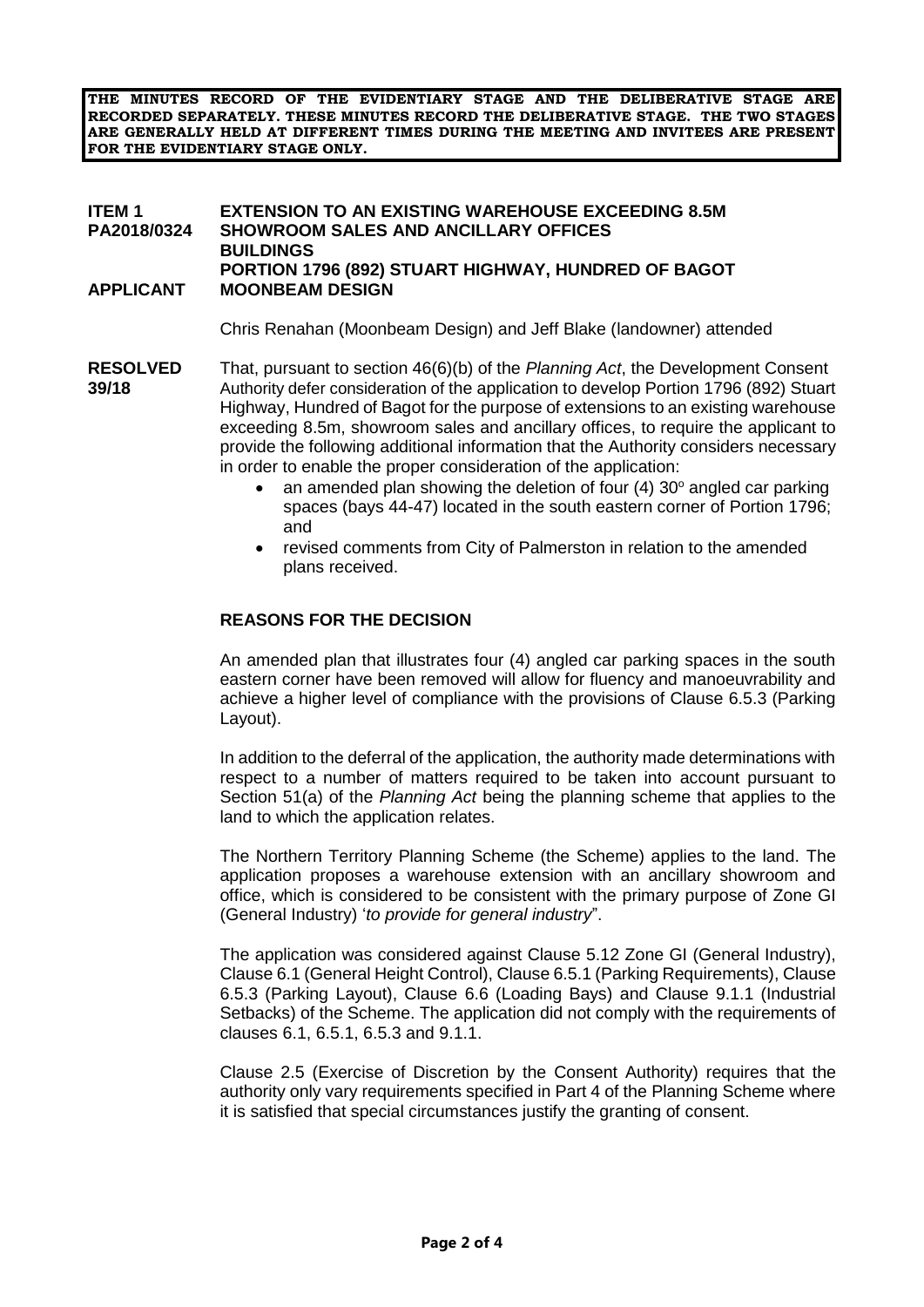**THE MINUTES RECORD OF THE EVIDENTIARY STAGE AND THE DELIBERATIVE STAGE ARE RECORDED SEPARATELY. THESE MINUTES RECORD THE DELIBERATIVE STAGE. THE TWO STAGES ARE GENERALLY HELD AT DIFFERENT TIMES DURING THE MEETING AND INVITEES ARE PRESENT FOR THE EVIDENTIARY STAGE ONLY.**

**ITEM 1 PA2018/0324** **EXTENSION TO AN EXISTING WAREHOUSE EXCEEDING 8.5M SHOWROOM SALES AND ANCILLARY OFFICES BUILDINGS**
**PORTION 1796 (892) STUART HIGHWAY, HUNDRED OF BAGOT**

**APPLICANT** **MOONBEAM DESIGN**

Chris Renahan (Moonbeam Design) and Jeff Blake (landowner) attended

**RESOLVED 39/18**

That, pursuant to section 46(6)(b) of the *Planning Act*, the Development Consent Authority defer consideration of the application to develop Portion 1796 (892) Stuart Highway, Hundred of Bagot for the purpose of extensions to an existing warehouse exceeding 8.5m, showroom sales and ancillary offices, to require the applicant to provide the following additional information that the Authority considers necessary in order to enable the proper consideration of the application:

- an amended plan showing the deletion of four (4) 30° angled car parking spaces (bays 44-47) located in the south eastern corner of Portion 1796; and
- revised comments from City of Palmerston in relation to the amended plans received.

**REASONS FOR THE DECISION**

An amended plan that illustrates four (4) angled car parking spaces in the south eastern corner have been removed will allow for fluency and manoeuvrability and achieve a higher level of compliance with the provisions of Clause 6.5.3 (Parking Layout).

In addition to the deferral of the application, the authority made determinations with respect to a number of matters required to be taken into account pursuant to Section 51(a) of the *Planning Act* being the planning scheme that applies to the land to which the application relates.

The Northern Territory Planning Scheme (the Scheme) applies to the land. The application proposes a warehouse extension with an ancillary showroom and office, which is considered to be consistent with the primary purpose of Zone GI (General Industry) '*to provide for general industry*".

The application was considered against Clause 5.12 Zone GI (General Industry), Clause 6.1 (General Height Control), Clause 6.5.1 (Parking Requirements), Clause 6.5.3 (Parking Layout), Clause 6.6 (Loading Bays) and Clause 9.1.1 (Industrial Setbacks) of the Scheme. The application did not comply with the requirements of clauses 6.1, 6.5.1, 6.5.3 and 9.1.1.

Clause 2.5 (Exercise of Discretion by the Consent Authority) requires that the authority only vary requirements specified in Part 4 of the Planning Scheme where it is satisfied that special circumstances justify the granting of consent.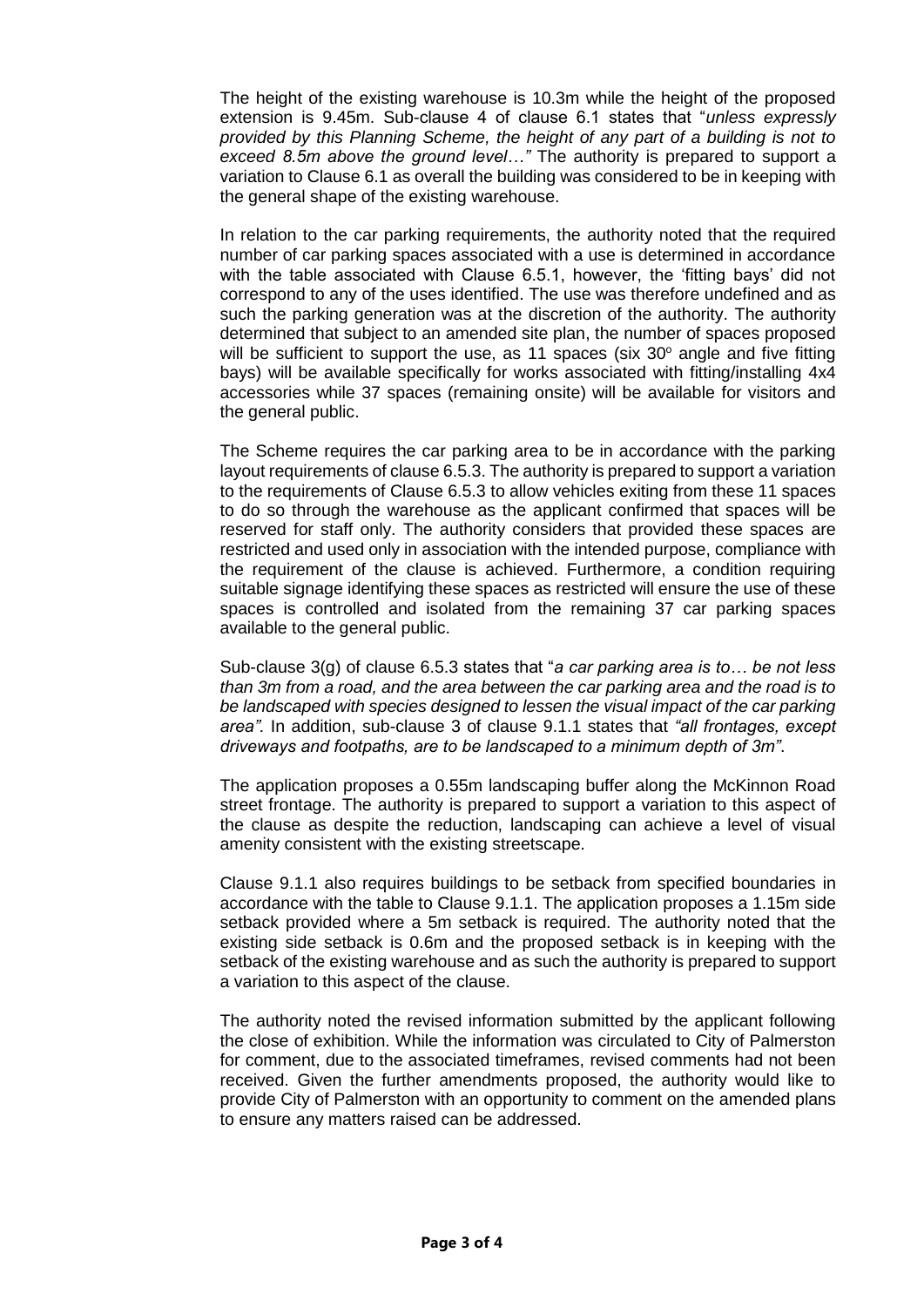The height of the existing warehouse is 10.3m while the height of the proposed extension is 9.45m. Sub-clause 4 of clause 6.1 states that "*unless expressly provided by this Planning Scheme, the height of any part of a building is not to exceed 8.5m above the ground level…"* The authority is prepared to support a variation to Clause 6.1 as overall the building was considered to be in keeping with the general shape of the existing warehouse.

In relation to the car parking requirements, the authority noted that the required number of car parking spaces associated with a use is determined in accordance with the table associated with Clause 6.5.1, however, the 'fitting bays' did not correspond to any of the uses identified. The use was therefore undefined and as such the parking generation was at the discretion of the authority. The authority determined that subject to an amended site plan, the number of spaces proposed will be sufficient to support the use, as 11 spaces (six 30º angle and five fitting bays) will be available specifically for works associated with fitting/installing 4x4 accessories while 37 spaces (remaining onsite) will be available for visitors and the general public.

The Scheme requires the car parking area to be in accordance with the parking layout requirements of clause 6.5.3. The authority is prepared to support a variation to the requirements of Clause 6.5.3 to allow vehicles exiting from these 11 spaces to do so through the warehouse as the applicant confirmed that spaces will be reserved for staff only. The authority considers that provided these spaces are restricted and used only in association with the intended purpose, compliance with the requirement of the clause is achieved. Furthermore, a condition requiring suitable signage identifying these spaces as restricted will ensure the use of these spaces is controlled and isolated from the remaining 37 car parking spaces available to the general public.

Sub-clause 3(g) of clause 6.5.3 states that "*a car parking area is to… be not less than 3m from a road, and the area between the car parking area and the road is to be landscaped with species designed to lessen the visual impact of the car parking area".* In addition, sub-clause 3 of clause 9.1.1 states that *"all frontages, except driveways and footpaths, are to be landscaped to a minimum depth of 3m"*.

The application proposes a 0.55m landscaping buffer along the McKinnon Road street frontage. The authority is prepared to support a variation to this aspect of the clause as despite the reduction, landscaping can achieve a level of visual amenity consistent with the existing streetscape.

Clause 9.1.1 also requires buildings to be setback from specified boundaries in accordance with the table to Clause 9.1.1. The application proposes a 1.15m side setback provided where a 5m setback is required. The authority noted that the existing side setback is 0.6m and the proposed setback is in keeping with the setback of the existing warehouse and as such the authority is prepared to support a variation to this aspect of the clause.

The authority noted the revised information submitted by the applicant following the close of exhibition. While the information was circulated to City of Palmerston for comment, due to the associated timeframes, revised comments had not been received. Given the further amendments proposed, the authority would like to provide City of Palmerston with an opportunity to comment on the amended plans to ensure any matters raised can be addressed.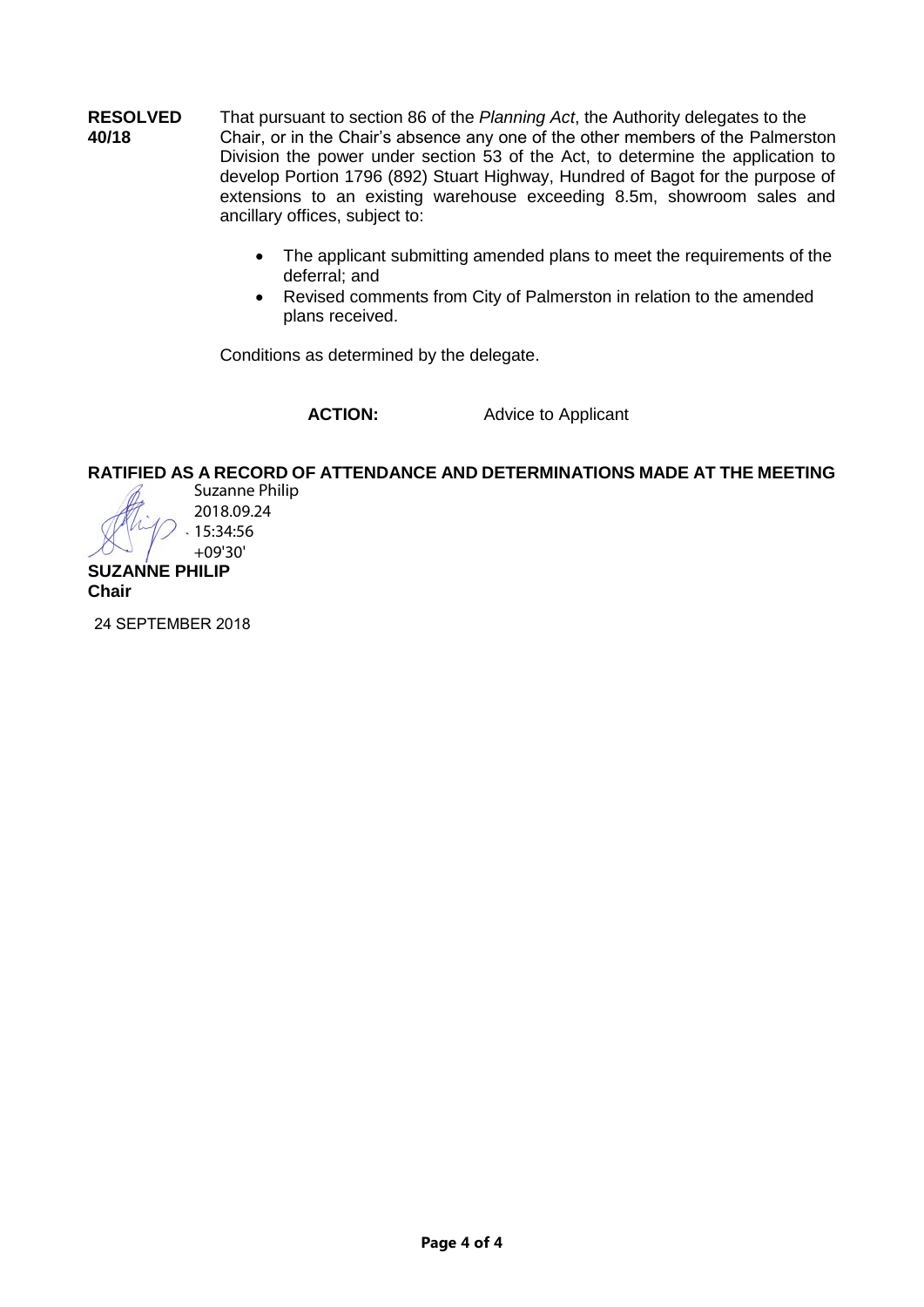**RESOLVED 40/18**

That pursuant to section 86 of the *Planning Act*, the Authority delegates to the Chair, or in the Chair's absence any one of the other members of the Palmerston Division the power under section 53 of the Act, to determine the application to develop Portion 1796 (892) Stuart Highway, Hundred of Bagot for the purpose of extensions to an existing warehouse exceeding 8.5m, showroom sales and ancillary offices, subject to:

- The applicant submitting amended plans to meet the requirements of the deferral; and
- Revised comments from City of Palmerston in relation to the amended plans received.

Conditions as determined by the delegate.

**ACTION:** Advice to Applicant

**RATIFIED AS A RECORD OF ATTENDANCE AND DETERMINATIONS MADE AT THE MEETING**

Suzanne Philip
2018.09.24
15:34:56
+09'30'

**SUZANNE PHILIP**
**Chair**

24 SEPTEMBER 2018